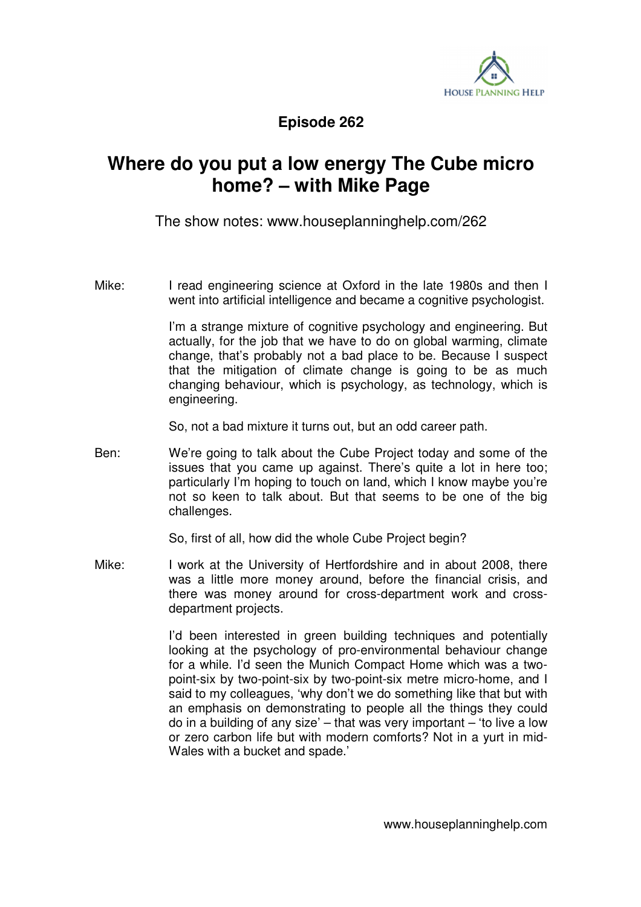**Episode 262**

# Where do you put a low energy The Cube micro home? – with Mike Page

The show notes: www.houseplanninghelp.com/262

Mike: I read engineering science at Oxford in the late 1980s and then I went into artificial intelligence and became a cognitive psychologist.

I'm a strange mixture of cognitive psychology and engineering. But actually, for the job that we have to do on global warming, climate change, that's probably not a bad place to be. Because I suspect that the mitigation of climate change is going to be as much changing behaviour, which is psychology, as technology, which is engineering.

So, not a bad mixture it turns out, but an odd career path.

Ben: We're going to talk about the Cube Project today and some of the issues that you came up against. There's quite a lot in here too; particularly I'm hoping to touch on land, which I know maybe you're not so keen to talk about. But that seems to be one of the big challenges.

So, first of all, how did the whole Cube Project begin?

Mike: I work at the University of Hertfordshire and in about 2008, there was a little more money around, before the financial crisis, and there was money around for cross-department work and cross-department projects.

I'd been interested in green building techniques and potentially looking at the psychology of pro-environmental behaviour change for a while. I'd seen the Munich Compact Home which was a two-point-six by two-point-six by two-point-six metre micro-home, and I said to my colleagues, 'why don't we do something like that but with an emphasis on demonstrating to people all the things they could do in a building of any size' – that was very important – 'to live a low or zero carbon life but with modern comforts? Not in a yurt in mid-Wales with a bucket and spade.'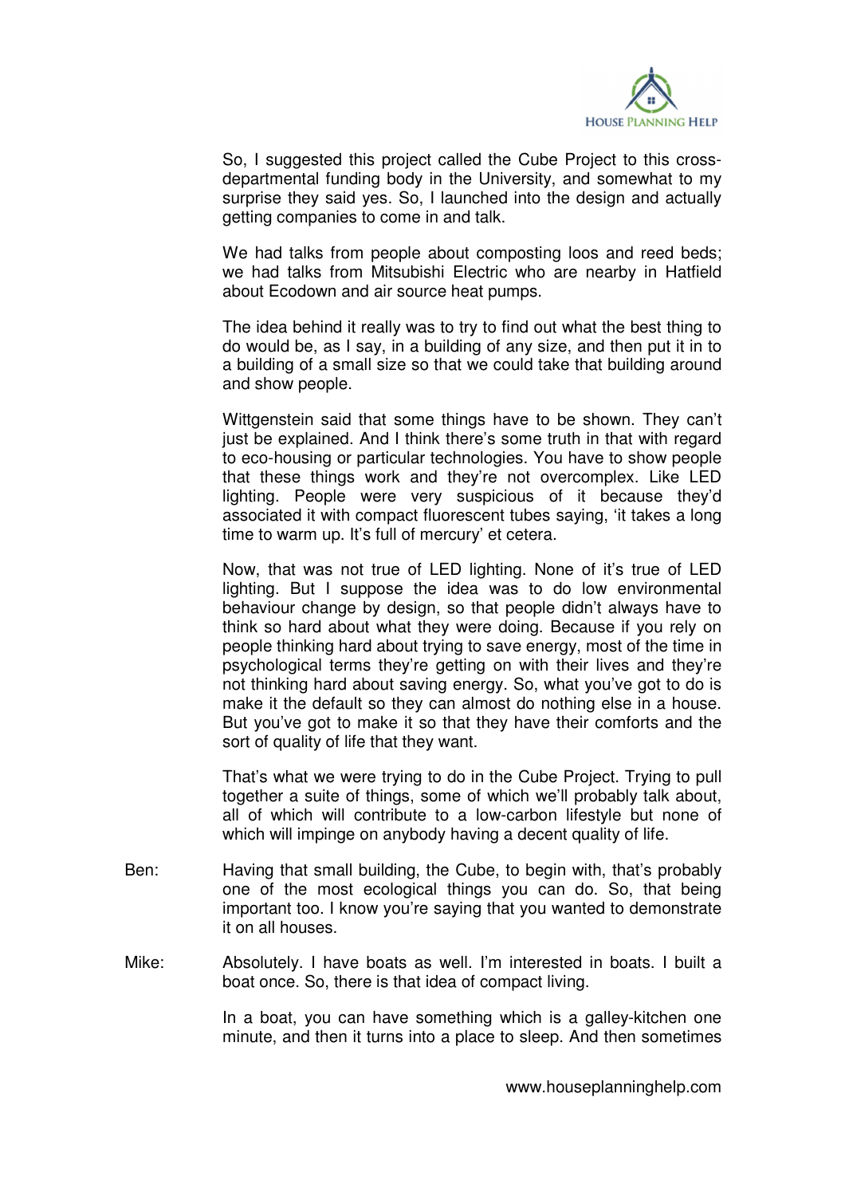So, I suggested this project called the Cube Project to this cross-departmental funding body in the University, and somewhat to my surprise they said yes. So, I launched into the design and actually getting companies to come in and talk.

We had talks from people about composting loos and reed beds; we had talks from Mitsubishi Electric who are nearby in Hatfield about Ecodown and air source heat pumps.

The idea behind it really was to try to find out what the best thing to do would be, as I say, in a building of any size, and then put it in to a building of a small size so that we could take that building around and show people.

Wittgenstein said that some things have to be shown. They can't just be explained. And I think there's some truth in that with regard to eco-housing or particular technologies. You have to show people that these things work and they're not overcomplex. Like LED lighting. People were very suspicious of it because they'd associated it with compact fluorescent tubes saying, 'it takes a long time to warm up. It's full of mercury' et cetera.

Now, that was not true of LED lighting. None of it's true of LED lighting. But I suppose the idea was to do low environmental behaviour change by design, so that people didn't always have to think so hard about what they were doing. Because if you rely on people thinking hard about trying to save energy, most of the time in psychological terms they're getting on with their lives and they're not thinking hard about saving energy. So, what you've got to do is make it the default so they can almost do nothing else in a house. But you've got to make it so that they have their comforts and the sort of quality of life that they want.

That's what we were trying to do in the Cube Project. Trying to pull together a suite of things, some of which we'll probably talk about, all of which will contribute to a low-carbon lifestyle but none of which will impinge on anybody having a decent quality of life.

Ben: Having that small building, the Cube, to begin with, that's probably one of the most ecological things you can do. So, that being important too. I know you're saying that you wanted to demonstrate it on all houses.

Mike: Absolutely. I have boats as well. I'm interested in boats. I built a boat once. So, there is that idea of compact living.

In a boat, you can have something which is a galley-kitchen one minute, and then it turns into a place to sleep. And then sometimes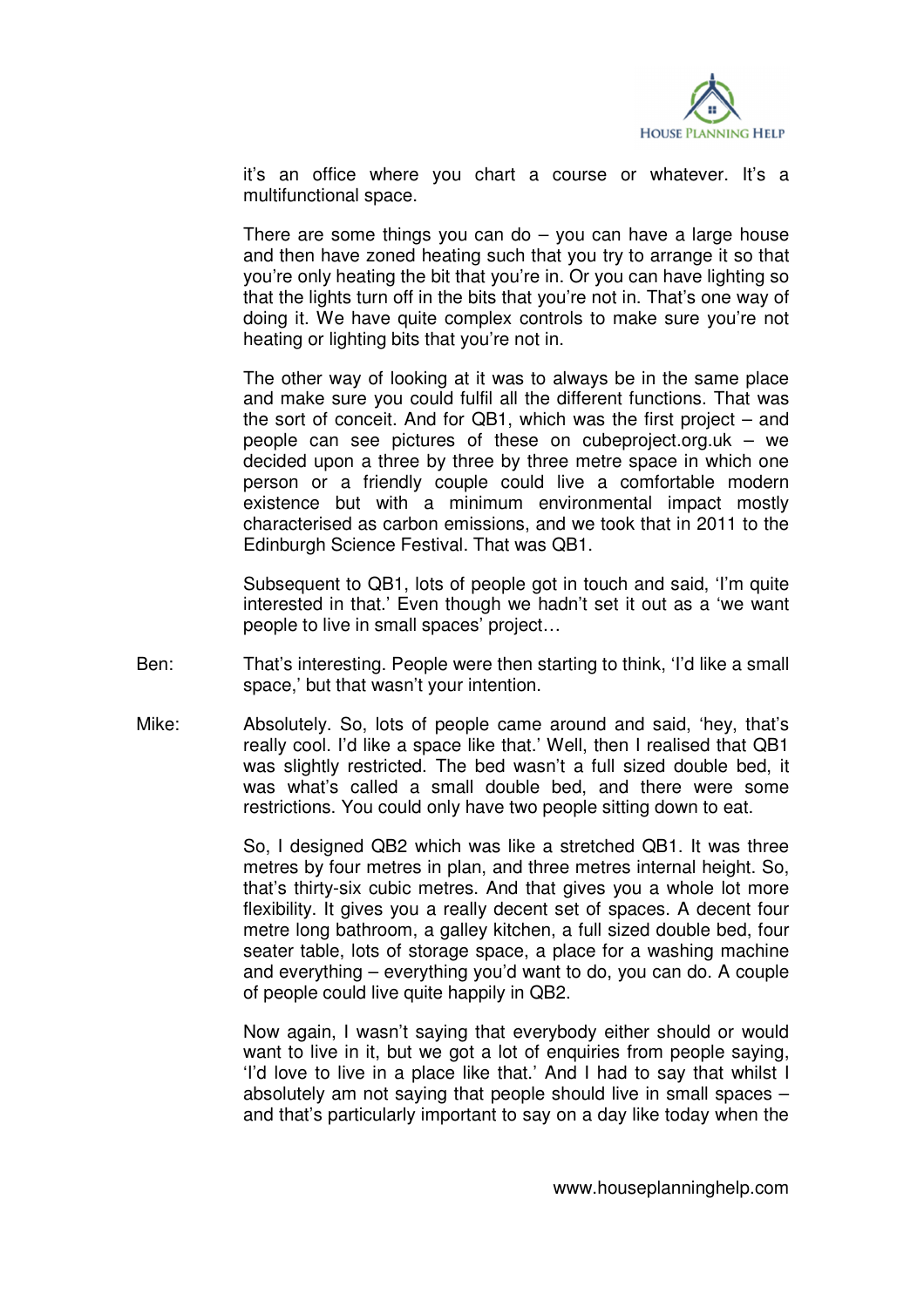it's an office where you chart a course or whatever. It's a multifunctional space.

There are some things you can do – you can have a large house and then have zoned heating such that you try to arrange it so that you're only heating the bit that you're in. Or you can have lighting so that the lights turn off in the bits that you're not in. That's one way of doing it. We have quite complex controls to make sure you're not heating or lighting bits that you're not in.

The other way of looking at it was to always be in the same place and make sure you could fulfil all the different functions. That was the sort of conceit. And for QB1, which was the first project – and people can see pictures of these on cubeproject.org.uk – we decided upon a three by three by three metre space in which one person or a friendly couple could live a comfortable modern existence but with a minimum environmental impact mostly characterised as carbon emissions, and we took that in 2011 to the Edinburgh Science Festival. That was QB1.

Subsequent to QB1, lots of people got in touch and said, 'I'm quite interested in that.' Even though we hadn't set it out as a 'we want people to live in small spaces' project…

Ben: That's interesting. People were then starting to think, 'I'd like a small space,' but that wasn't your intention.

Mike: Absolutely. So, lots of people came around and said, 'hey, that's really cool. I'd like a space like that.' Well, then I realised that QB1 was slightly restricted. The bed wasn't a full sized double bed, it was what's called a small double bed, and there were some restrictions. You could only have two people sitting down to eat.

So, I designed QB2 which was like a stretched QB1. It was three metres by four metres in plan, and three metres internal height. So, that's thirty-six cubic metres. And that gives you a whole lot more flexibility. It gives you a really decent set of spaces. A decent four metre long bathroom, a galley kitchen, a full sized double bed, four seater table, lots of storage space, a place for a washing machine and everything – everything you'd want to do, you can do. A couple of people could live quite happily in QB2.

Now again, I wasn't saying that everybody either should or would want to live in it, but we got a lot of enquiries from people saying, 'I'd love to live in a place like that.' And I had to say that whilst I absolutely am not saying that people should live in small spaces – and that's particularly important to say on a day like today when the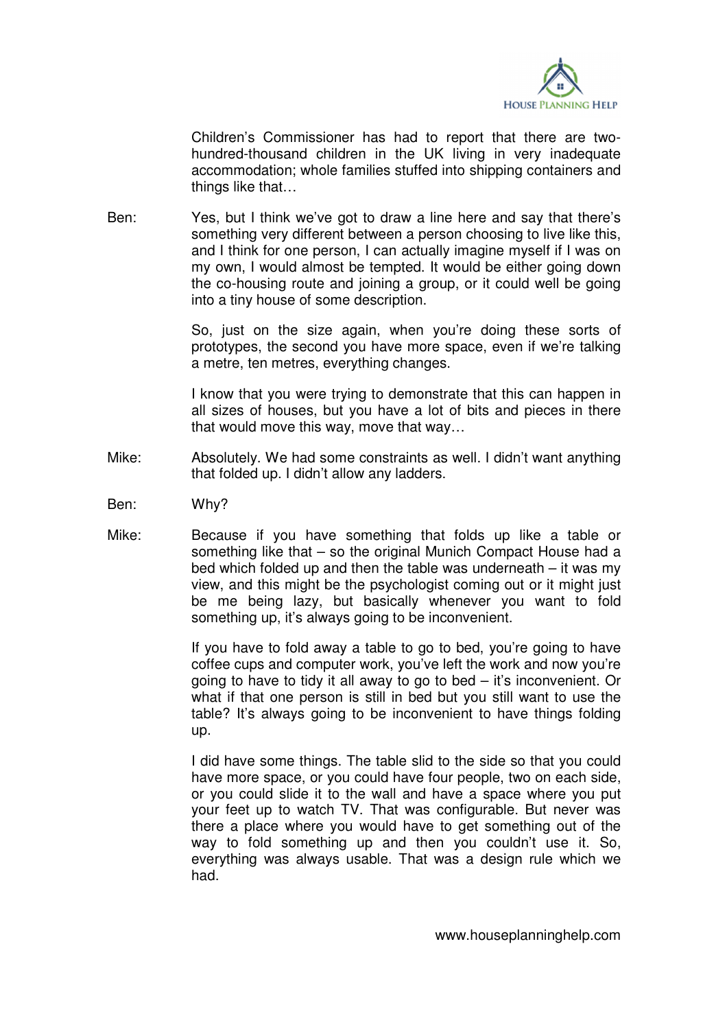Children's Commissioner has had to report that there are two-hundred-thousand children in the UK living in very inadequate accommodation; whole families stuffed into shipping containers and things like that…

Ben: Yes, but I think we've got to draw a line here and say that there's something very different between a person choosing to live like this, and I think for one person, I can actually imagine myself if I was on my own, I would almost be tempted. It would be either going down the co-housing route and joining a group, or it could well be going into a tiny house of some description.

So, just on the size again, when you're doing these sorts of prototypes, the second you have more space, even if we're talking a metre, ten metres, everything changes.

I know that you were trying to demonstrate that this can happen in all sizes of houses, but you have a lot of bits and pieces in there that would move this way, move that way…

Mike: Absolutely. We had some constraints as well. I didn't want anything that folded up. I didn't allow any ladders.

Ben: Why?

Mike: Because if you have something that folds up like a table or something like that – so the original Munich Compact House had a bed which folded up and then the table was underneath – it was my view, and this might be the psychologist coming out or it might just be me being lazy, but basically whenever you want to fold something up, it's always going to be inconvenient.

If you have to fold away a table to go to bed, you're going to have coffee cups and computer work, you've left the work and now you're going to have to tidy it all away to go to bed – it's inconvenient. Or what if that one person is still in bed but you still want to use the table? It's always going to be inconvenient to have things folding up.

I did have some things. The table slid to the side so that you could have more space, or you could have four people, two on each side, or you could slide it to the wall and have a space where you put your feet up to watch TV. That was configurable. But never was there a place where you would have to get something out of the way to fold something up and then you couldn't use it. So, everything was always usable. That was a design rule which we had.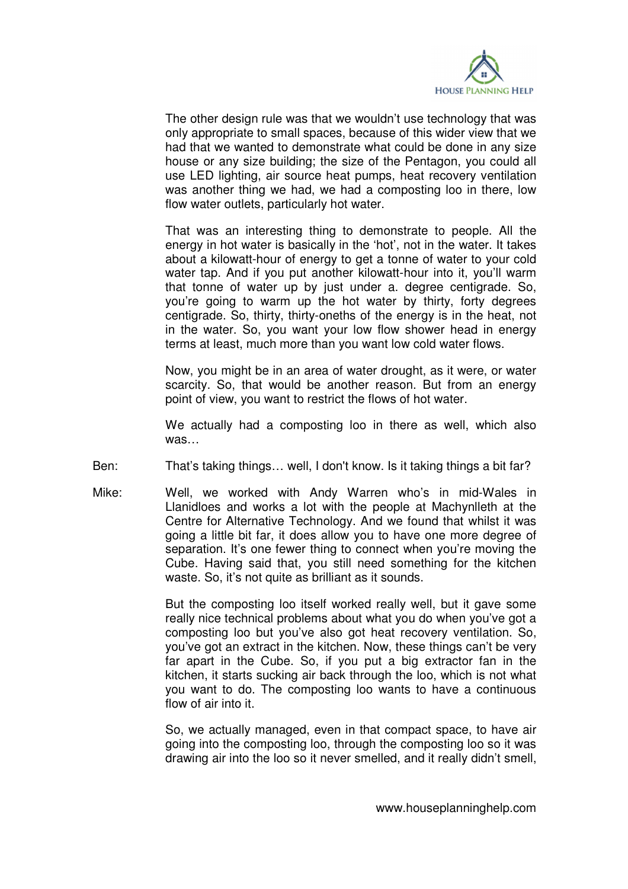The other design rule was that we wouldn't use technology that was only appropriate to small spaces, because of this wider view that we had that we wanted to demonstrate what could be done in any size house or any size building; the size of the Pentagon, you could all use LED lighting, air source heat pumps, heat recovery ventilation was another thing we had, we had a composting loo in there, low flow water outlets, particularly hot water.

That was an interesting thing to demonstrate to people. All the energy in hot water is basically in the 'hot', not in the water. It takes about a kilowatt-hour of energy to get a tonne of water to your cold water tap. And if you put another kilowatt-hour into it, you'll warm that tonne of water up by just under a. degree centigrade. So, you're going to warm up the hot water by thirty, forty degrees centigrade. So, thirty, thirty-oneths of the energy is in the heat, not in the water. So, you want your low flow shower head in energy terms at least, much more than you want low cold water flows.

Now, you might be in an area of water drought, as it were, or water scarcity. So, that would be another reason. But from an energy point of view, you want to restrict the flows of hot water.

We actually had a composting loo in there as well, which also was…

Ben: That's taking things… well, I don't know. Is it taking things a bit far?

Mike: Well, we worked with Andy Warren who's in mid-Wales in Llanidloes and works a lot with the people at Machynlleth at the Centre for Alternative Technology. And we found that whilst it was going a little bit far, it does allow you to have one more degree of separation. It's one fewer thing to connect when you're moving the Cube. Having said that, you still need something for the kitchen waste. So, it's not quite as brilliant as it sounds.

But the composting loo itself worked really well, but it gave some really nice technical problems about what you do when you've got a composting loo but you've also got heat recovery ventilation. So, you've got an extract in the kitchen. Now, these things can't be very far apart in the Cube. So, if you put a big extractor fan in the kitchen, it starts sucking air back through the loo, which is not what you want to do. The composting loo wants to have a continuous flow of air into it.

So, we actually managed, even in that compact space, to have air going into the composting loo, through the composting loo so it was drawing air into the loo so it never smelled, and it really didn't smell,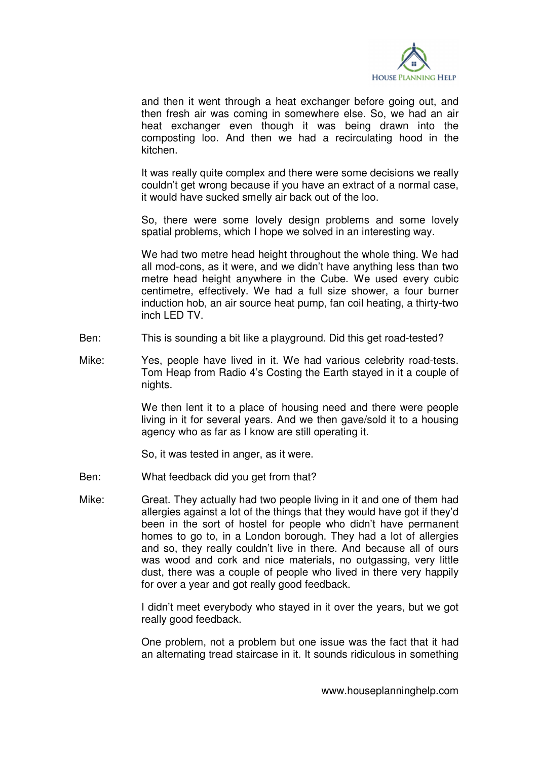and then it went through a heat exchanger before going out, and then fresh air was coming in somewhere else. So, we had an air heat exchanger even though it was being drawn into the composting loo. And then we had a recirculating hood in the kitchen.

It was really quite complex and there were some decisions we really couldn't get wrong because if you have an extract of a normal case, it would have sucked smelly air back out of the loo.

So, there were some lovely design problems and some lovely spatial problems, which I hope we solved in an interesting way.

We had two metre head height throughout the whole thing. We had all mod-cons, as it were, and we didn't have anything less than two metre head height anywhere in the Cube. We used every cubic centimetre, effectively. We had a full size shower, a four burner induction hob, an air source heat pump, fan coil heating, a thirty-two inch LED TV.

Ben: This is sounding a bit like a playground. Did this get road-tested?

Mike: Yes, people have lived in it. We had various celebrity road-tests. Tom Heap from Radio 4's Costing the Earth stayed in it a couple of nights.

We then lent it to a place of housing need and there were people living in it for several years. And we then gave/sold it to a housing agency who as far as I know are still operating it.

So, it was tested in anger, as it were.

Ben: What feedback did you get from that?

Mike: Great. They actually had two people living in it and one of them had allergies against a lot of the things that they would have got if they'd been in the sort of hostel for people who didn't have permanent homes to go to, in a London borough. They had a lot of allergies and so, they really couldn't live in there. And because all of ours was wood and cork and nice materials, no outgassing, very little dust, there was a couple of people who lived in there very happily for over a year and got really good feedback.

I didn't meet everybody who stayed in it over the years, but we got really good feedback.

One problem, not a problem but one issue was the fact that it had an alternating tread staircase in it. It sounds ridiculous in something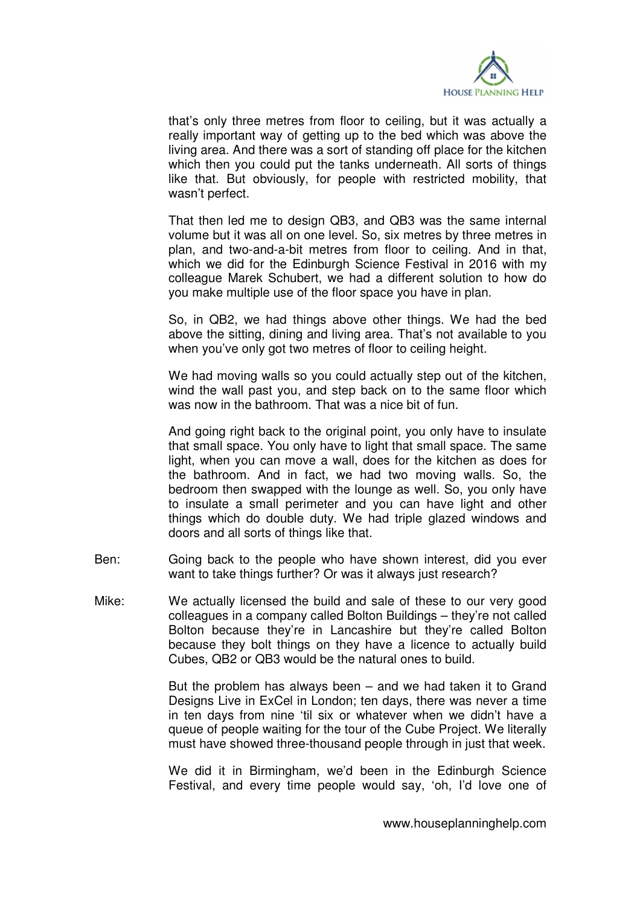that's only three metres from floor to ceiling, but it was actually a really important way of getting up to the bed which was above the living area. And there was a sort of standing off place for the kitchen which then you could put the tanks underneath. All sorts of things like that. But obviously, for people with restricted mobility, that wasn't perfect.

That then led me to design QB3, and QB3 was the same internal volume but it was all on one level. So, six metres by three metres in plan, and two-and-a-bit metres from floor to ceiling. And in that, which we did for the Edinburgh Science Festival in 2016 with my colleague Marek Schubert, we had a different solution to how do you make multiple use of the floor space you have in plan.

So, in QB2, we had things above other things. We had the bed above the sitting, dining and living area. That's not available to you when you've only got two metres of floor to ceiling height.

We had moving walls so you could actually step out of the kitchen, wind the wall past you, and step back on to the same floor which was now in the bathroom. That was a nice bit of fun.

And going right back to the original point, you only have to insulate that small space. You only have to light that small space. The same light, when you can move a wall, does for the kitchen as does for the bathroom. And in fact, we had two moving walls. So, the bedroom then swapped with the lounge as well. So, you only have to insulate a small perimeter and you can have light and other things which do double duty. We had triple glazed windows and doors and all sorts of things like that.

Ben: Going back to the people who have shown interest, did you ever want to take things further? Or was it always just research?

Mike: We actually licensed the build and sale of these to our very good colleagues in a company called Bolton Buildings – they're not called Bolton because they're in Lancashire but they're called Bolton because they bolt things on they have a licence to actually build Cubes, QB2 or QB3 would be the natural ones to build.

But the problem has always been – and we had taken it to Grand Designs Live in ExCel in London; ten days, there was never a time in ten days from nine 'til six or whatever when we didn't have a queue of people waiting for the tour of the Cube Project. We literally must have showed three-thousand people through in just that week.

We did it in Birmingham, we'd been in the Edinburgh Science Festival, and every time people would say, 'oh, I'd love one of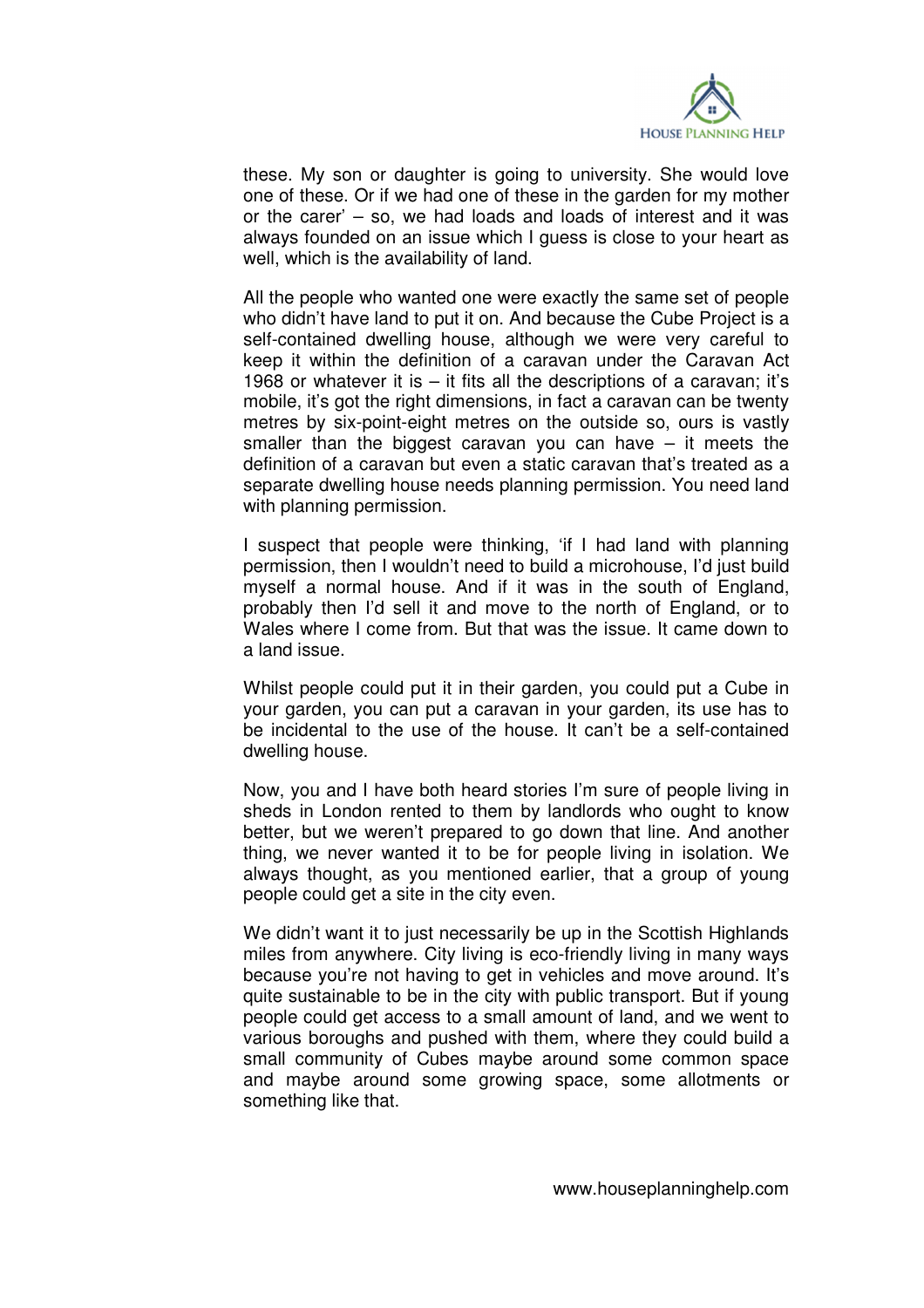these. My son or daughter is going to university. She would love one of these. Or if we had one of these in the garden for my mother or the carer' – so, we had loads and loads of interest and it was always founded on an issue which I guess is close to your heart as well, which is the availability of land.

All the people who wanted one were exactly the same set of people who didn't have land to put it on. And because the Cube Project is a self-contained dwelling house, although we were very careful to keep it within the definition of a caravan under the Caravan Act 1968 or whatever it is – it fits all the descriptions of a caravan; it's mobile, it's got the right dimensions, in fact a caravan can be twenty metres by six-point-eight metres on the outside so, ours is vastly smaller than the biggest caravan you can have – it meets the definition of a caravan but even a static caravan that's treated as a separate dwelling house needs planning permission. You need land with planning permission.

I suspect that people were thinking, 'if I had land with planning permission, then I wouldn't need to build a microhouse, I'd just build myself a normal house. And if it was in the south of England, probably then I'd sell it and move to the north of England, or to Wales where I come from. But that was the issue. It came down to a land issue.

Whilst people could put it in their garden, you could put a Cube in your garden, you can put a caravan in your garden, its use has to be incidental to the use of the house. It can't be a self-contained dwelling house.

Now, you and I have both heard stories I'm sure of people living in sheds in London rented to them by landlords who ought to know better, but we weren't prepared to go down that line. And another thing, we never wanted it to be for people living in isolation. We always thought, as you mentioned earlier, that a group of young people could get a site in the city even.

We didn't want it to just necessarily be up in the Scottish Highlands miles from anywhere. City living is eco-friendly living in many ways because you're not having to get in vehicles and move around. It's quite sustainable to be in the city with public transport. But if young people could get access to a small amount of land, and we went to various boroughs and pushed with them, where they could build a small community of Cubes maybe around some common space and maybe around some growing space, some allotments or something like that.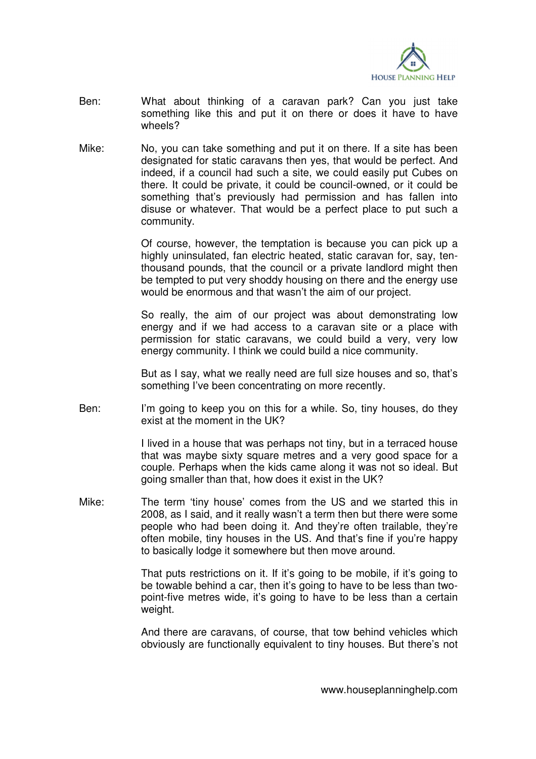Ben: What about thinking of a caravan park? Can you just take something like this and put it on there or does it have to have wheels?

Mike: No, you can take something and put it on there. If a site has been designated for static caravans then yes, that would be perfect. And indeed, if a council had such a site, we could easily put Cubes on there. It could be private, it could be council-owned, or it could be something that's previously had permission and has fallen into disuse or whatever. That would be a perfect place to put such a community.

Of course, however, the temptation is because you can pick up a highly uninsulated, fan electric heated, static caravan for, say, ten-thousand pounds, that the council or a private landlord might then be tempted to put very shoddy housing on there and the energy use would be enormous and that wasn't the aim of our project.

So really, the aim of our project was about demonstrating low energy and if we had access to a caravan site or a place with permission for static caravans, we could build a very, very low energy community. I think we could build a nice community.

But as I say, what we really need are full size houses and so, that's something I've been concentrating on more recently.

Ben: I'm going to keep you on this for a while. So, tiny houses, do they exist at the moment in the UK?

I lived in a house that was perhaps not tiny, but in a terraced house that was maybe sixty square metres and a very good space for a couple. Perhaps when the kids came along it was not so ideal. But going smaller than that, how does it exist in the UK?

Mike: The term 'tiny house' comes from the US and we started this in 2008, as I said, and it really wasn't a term then but there were some people who had been doing it. And they're often trailable, they're often mobile, tiny houses in the US. And that's fine if you're happy to basically lodge it somewhere but then move around.

That puts restrictions on it. If it's going to be mobile, if it's going to be towable behind a car, then it's going to have to be less than two-point-five metres wide, it's going to have to be less than a certain weight.

And there are caravans, of course, that tow behind vehicles which obviously are functionally equivalent to tiny houses. But there's not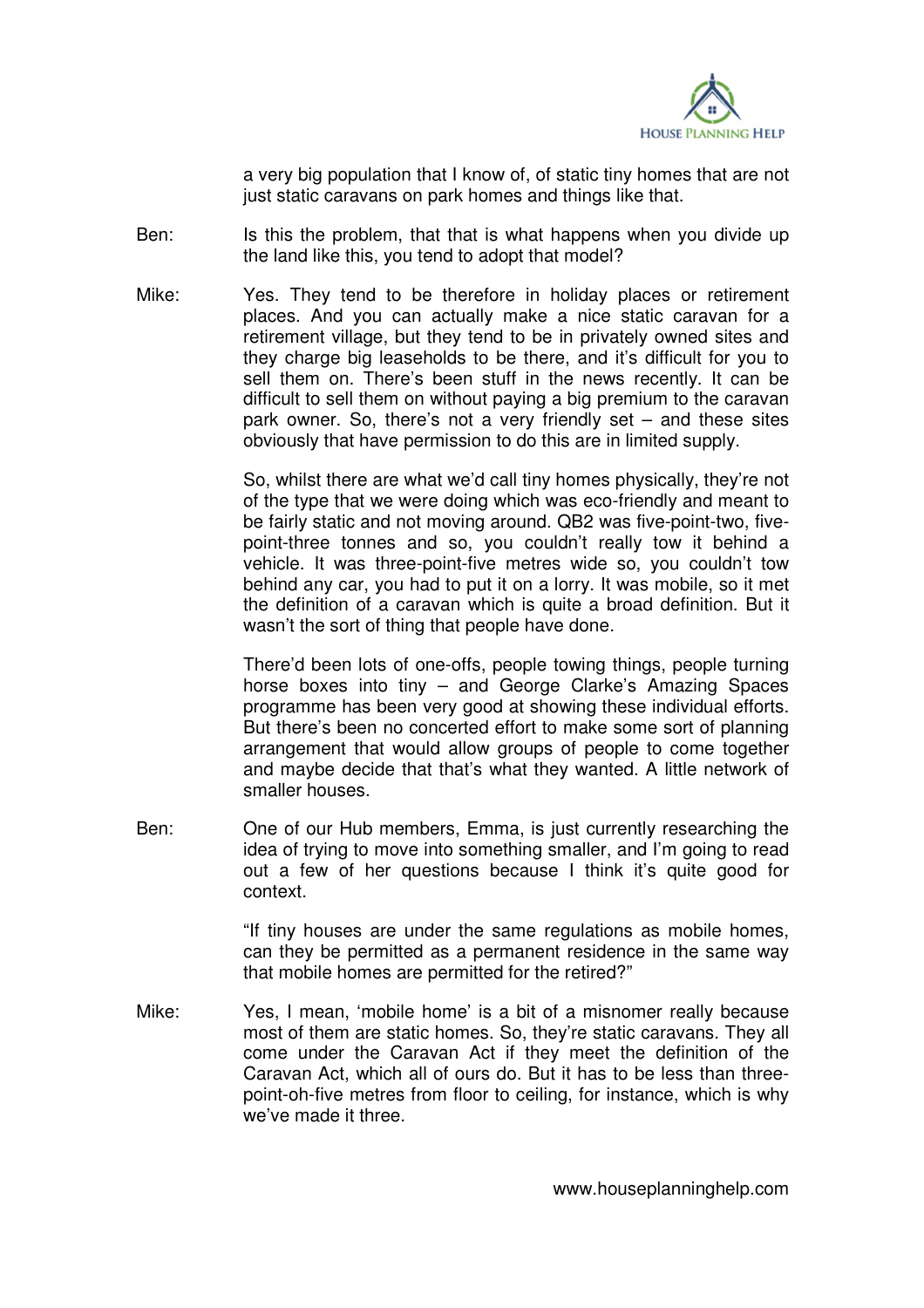a very big population that I know of, of static tiny homes that are not just static caravans on park homes and things like that.

Ben: Is this the problem, that that is what happens when you divide up the land like this, you tend to adopt that model?

Mike: Yes. They tend to be therefore in holiday places or retirement places. And you can actually make a nice static caravan for a retirement village, but they tend to be in privately owned sites and they charge big leaseholds to be there, and it's difficult for you to sell them on. There's been stuff in the news recently. It can be difficult to sell them on without paying a big premium to the caravan park owner. So, there's not a very friendly set – and these sites obviously that have permission to do this are in limited supply.

So, whilst there are what we'd call tiny homes physically, they're not of the type that we were doing which was eco-friendly and meant to be fairly static and not moving around. QB2 was five-point-two, five-point-three tonnes and so, you couldn't really tow it behind a vehicle. It was three-point-five metres wide so, you couldn't tow behind any car, you had to put it on a lorry. It was mobile, so it met the definition of a caravan which is quite a broad definition. But it wasn't the sort of thing that people have done.

There'd been lots of one-offs, people towing things, people turning horse boxes into tiny – and George Clarke's Amazing Spaces programme has been very good at showing these individual efforts. But there's been no concerted effort to make some sort of planning arrangement that would allow groups of people to come together and maybe decide that that's what they wanted. A little network of smaller houses.

Ben: One of our Hub members, Emma, is just currently researching the idea of trying to move into something smaller, and I'm going to read out a few of her questions because I think it's quite good for context.

"If tiny houses are under the same regulations as mobile homes, can they be permitted as a permanent residence in the same way that mobile homes are permitted for the retired?"

Mike: Yes, I mean, 'mobile home' is a bit of a misnomer really because most of them are static homes. So, they're static caravans. They all come under the Caravan Act if they meet the definition of the Caravan Act, which all of ours do. But it has to be less than three-point-oh-five metres from floor to ceiling, for instance, which is why we've made it three.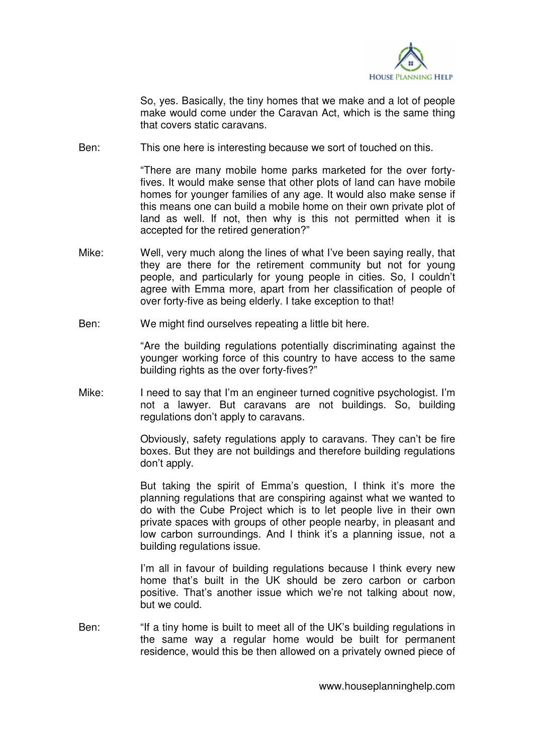So, yes. Basically, the tiny homes that we make and a lot of people make would come under the Caravan Act, which is the same thing that covers static caravans.

Ben: This one here is interesting because we sort of touched on this.

"There are many mobile home parks marketed for the over forty-fives. It would make sense that other plots of land can have mobile homes for younger families of any age. It would also make sense if this means one can build a mobile home on their own private plot of land as well. If not, then why is this not permitted when it is accepted for the retired generation?"

Mike: Well, very much along the lines of what I've been saying really, that they are there for the retirement community but not for young people, and particularly for young people in cities. So, I couldn't agree with Emma more, apart from her classification of people of over forty-five as being elderly. I take exception to that!

Ben: We might find ourselves repeating a little bit here.

"Are the building regulations potentially discriminating against the younger working force of this country to have access to the same building rights as the over forty-fives?"

Mike: I need to say that I'm an engineer turned cognitive psychologist. I'm not a lawyer. But caravans are not buildings. So, building regulations don't apply to caravans.

Obviously, safety regulations apply to caravans. They can't be fire boxes. But they are not buildings and therefore building regulations don't apply.

But taking the spirit of Emma's question, I think it's more the planning regulations that are conspiring against what we wanted to do with the Cube Project which is to let people live in their own private spaces with groups of other people nearby, in pleasant and low carbon surroundings. And I think it's a planning issue, not a building regulations issue.

I'm all in favour of building regulations because I think every new home that's built in the UK should be zero carbon or carbon positive. That's another issue which we're not talking about now, but we could.

Ben: "If a tiny home is built to meet all of the UK's building regulations in the same way a regular home would be built for permanent residence, would this be then allowed on a privately owned piece of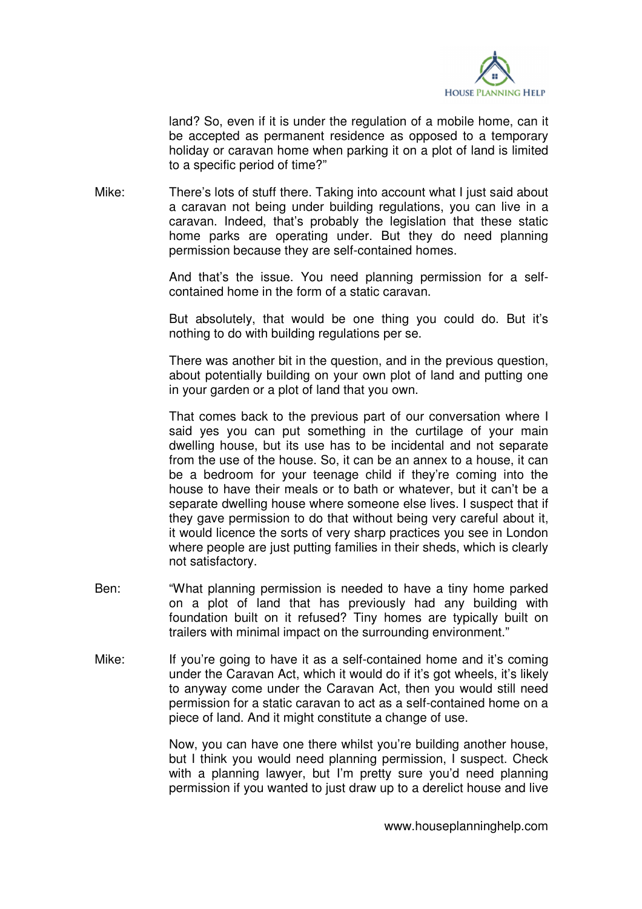land? So, even if it is under the regulation of a mobile home, can it be accepted as permanent residence as opposed to a temporary holiday or caravan home when parking it on a plot of land is limited to a specific period of time?"

Mike: There's lots of stuff there. Taking into account what I just said about a caravan not being under building regulations, you can live in a caravan. Indeed, that's probably the legislation that these static home parks are operating under. But they do need planning permission because they are self-contained homes.

And that's the issue. You need planning permission for a self-contained home in the form of a static caravan.

But absolutely, that would be one thing you could do. But it's nothing to do with building regulations per se.

There was another bit in the question, and in the previous question, about potentially building on your own plot of land and putting one in your garden or a plot of land that you own.

That comes back to the previous part of our conversation where I said yes you can put something in the curtilage of your main dwelling house, but its use has to be incidental and not separate from the use of the house. So, it can be an annex to a house, it can be a bedroom for your teenage child if they're coming into the house to have their meals or to bath or whatever, but it can't be a separate dwelling house where someone else lives. I suspect that if they gave permission to do that without being very careful about it, it would licence the sorts of very sharp practices you see in London where people are just putting families in their sheds, which is clearly not satisfactory.

Ben: "What planning permission is needed to have a tiny home parked on a plot of land that has previously had any building with foundation built on it refused? Tiny homes are typically built on trailers with minimal impact on the surrounding environment."

Mike: If you're going to have it as a self-contained home and it's coming under the Caravan Act, which it would do if it's got wheels, it's likely to anyway come under the Caravan Act, then you would still need permission for a static caravan to act as a self-contained home on a piece of land. And it might constitute a change of use.

Now, you can have one there whilst you're building another house, but I think you would need planning permission, I suspect. Check with a planning lawyer, but I'm pretty sure you'd need planning permission if you wanted to just draw up to a derelict house and live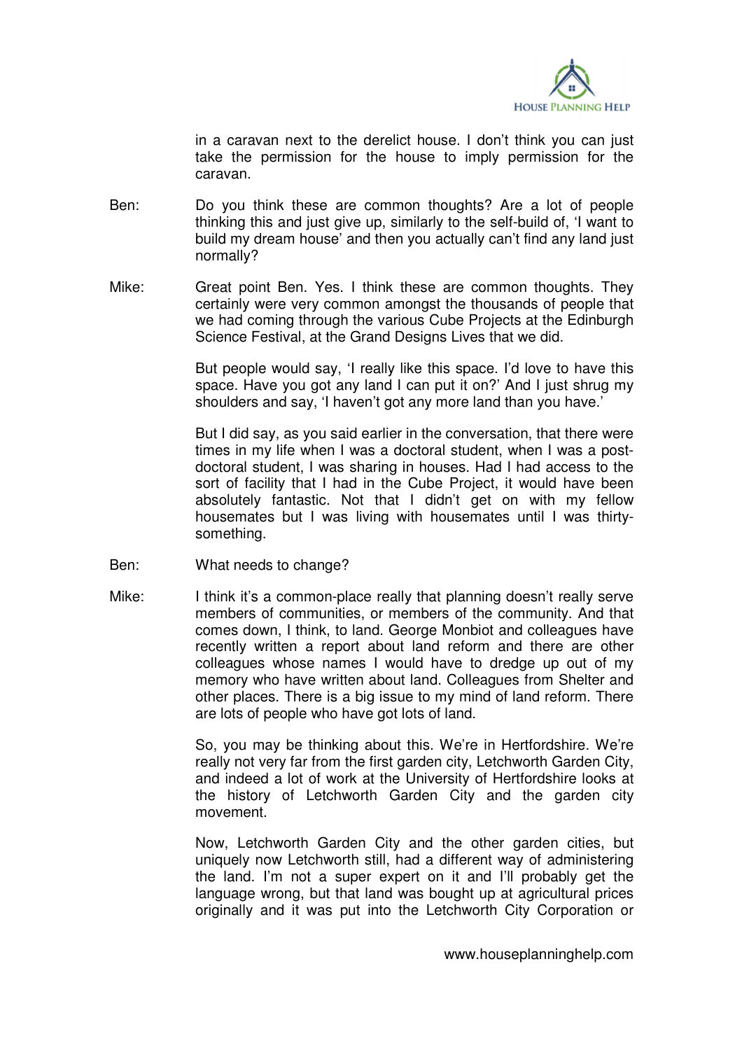in a caravan next to the derelict house. I don't think you can just take the permission for the house to imply permission for the caravan.

Ben: Do you think these are common thoughts? Are a lot of people thinking this and just give up, similarly to the self-build of, 'I want to build my dream house' and then you actually can't find any land just normally?

Mike: Great point Ben. Yes. I think these are common thoughts. They certainly were very common amongst the thousands of people that we had coming through the various Cube Projects at the Edinburgh Science Festival, at the Grand Designs Lives that we did.

But people would say, 'I really like this space. I'd love to have this space. Have you got any land I can put it on?' And I just shrug my shoulders and say, 'I haven't got any more land than you have.'

But I did say, as you said earlier in the conversation, that there were times in my life when I was a doctoral student, when I was a post-doctoral student, I was sharing in houses. Had I had access to the sort of facility that I had in the Cube Project, it would have been absolutely fantastic. Not that I didn't get on with my fellow housemates but I was living with housemates until I was thirty-something.

Ben: What needs to change?

Mike: I think it's a common-place really that planning doesn't really serve members of communities, or members of the community. And that comes down, I think, to land. George Monbiot and colleagues have recently written a report about land reform and there are other colleagues whose names I would have to dredge up out of my memory who have written about land. Colleagues from Shelter and other places. There is a big issue to my mind of land reform. There are lots of people who have got lots of land.

So, you may be thinking about this. We're in Hertfordshire. We're really not very far from the first garden city, Letchworth Garden City, and indeed a lot of work at the University of Hertfordshire looks at the history of Letchworth Garden City and the garden city movement.

Now, Letchworth Garden City and the other garden cities, but uniquely now Letchworth still, had a different way of administering the land. I'm not a super expert on it and I'll probably get the language wrong, but that land was bought up at agricultural prices originally and it was put into the Letchworth City Corporation or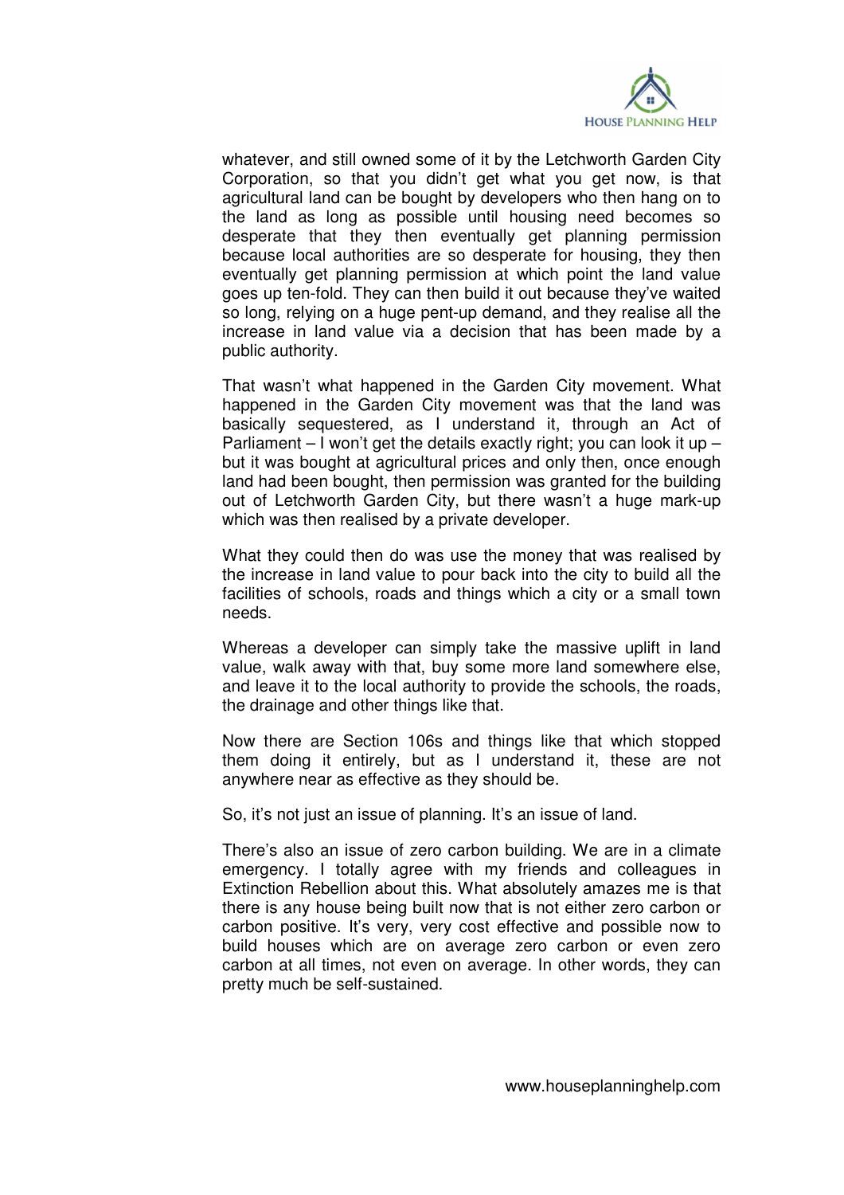whatever, and still owned some of it by the Letchworth Garden City Corporation, so that you didn't get what you get now, is that agricultural land can be bought by developers who then hang on to the land as long as possible until housing need becomes so desperate that they then eventually get planning permission because local authorities are so desperate for housing, they then eventually get planning permission at which point the land value goes up ten-fold. They can then build it out because they've waited so long, relying on a huge pent-up demand, and they realise all the increase in land value via a decision that has been made by a public authority.

That wasn't what happened in the Garden City movement. What happened in the Garden City movement was that the land was basically sequestered, as I understand it, through an Act of Parliament – I won't get the details exactly right; you can look it up – but it was bought at agricultural prices and only then, once enough land had been bought, then permission was granted for the building out of Letchworth Garden City, but there wasn't a huge mark-up which was then realised by a private developer.

What they could then do was use the money that was realised by the increase in land value to pour back into the city to build all the facilities of schools, roads and things which a city or a small town needs.

Whereas a developer can simply take the massive uplift in land value, walk away with that, buy some more land somewhere else, and leave it to the local authority to provide the schools, the roads, the drainage and other things like that.

Now there are Section 106s and things like that which stopped them doing it entirely, but as I understand it, these are not anywhere near as effective as they should be.

So, it's not just an issue of planning. It's an issue of land.

There's also an issue of zero carbon building. We are in a climate emergency. I totally agree with my friends and colleagues in Extinction Rebellion about this. What absolutely amazes me is that there is any house being built now that is not either zero carbon or carbon positive. It's very, very cost effective and possible now to build houses which are on average zero carbon or even zero carbon at all times, not even on average. In other words, they can pretty much be self-sustained.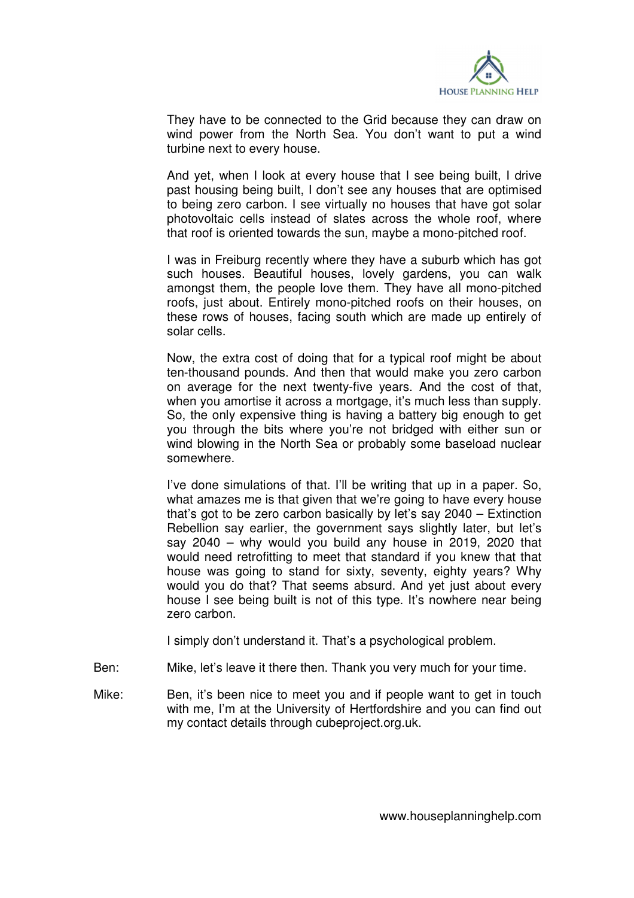They have to be connected to the Grid because they can draw on wind power from the North Sea. You don't want to put a wind turbine next to every house.

And yet, when I look at every house that I see being built, I drive past housing being built, I don't see any houses that are optimised to being zero carbon. I see virtually no houses that have got solar photovoltaic cells instead of slates across the whole roof, where that roof is oriented towards the sun, maybe a mono-pitched roof.

I was in Freiburg recently where they have a suburb which has got such houses. Beautiful houses, lovely gardens, you can walk amongst them, the people love them. They have all mono-pitched roofs, just about. Entirely mono-pitched roofs on their houses, on these rows of houses, facing south which are made up entirely of solar cells.

Now, the extra cost of doing that for a typical roof might be about ten-thousand pounds. And then that would make you zero carbon on average for the next twenty-five years. And the cost of that, when you amortise it across a mortgage, it's much less than supply. So, the only expensive thing is having a battery big enough to get you through the bits where you're not bridged with either sun or wind blowing in the North Sea or probably some baseload nuclear somewhere.

I've done simulations of that. I'll be writing that up in a paper. So, what amazes me is that given that we're going to have every house that's got to be zero carbon basically by let's say 2040 – Extinction Rebellion say earlier, the government says slightly later, but let's say 2040 – why would you build any house in 2019, 2020 that would need retrofitting to meet that standard if you knew that that house was going to stand for sixty, seventy, eighty years? Why would you do that? That seems absurd. And yet just about every house I see being built is not of this type. It's nowhere near being zero carbon.

I simply don't understand it. That's a psychological problem.

Ben: Mike, let's leave it there then. Thank you very much for your time.

Mike: Ben, it's been nice to meet you and if people want to get in touch with me, I'm at the University of Hertfordshire and you can find out my contact details through cubeproject.org.uk.